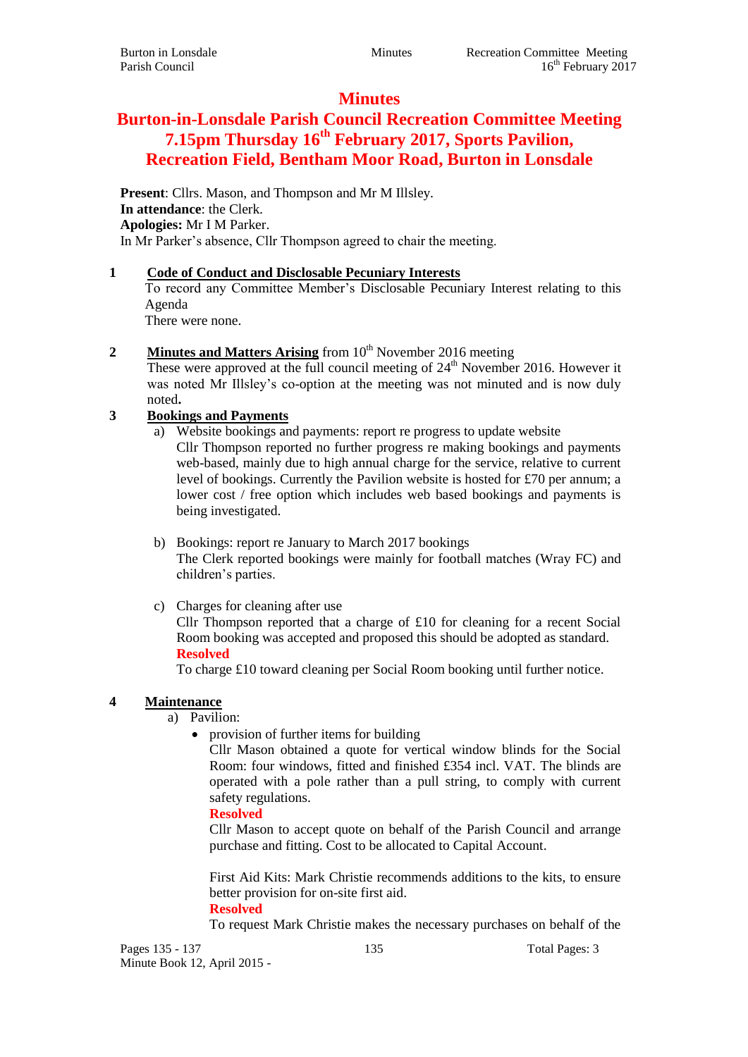# Minutes

## Burton-in-Lonsdale Parish Council Recreation Committee Meeting 7.15pm Thursday 16th February 2017, Sports Pavilion, Recreation Field, Bentham Moor Road, Burton in Lonsdale

**Present**: Cllrs. Mason, and Thompson and Mr M Illsley.
**In attendance**: the Clerk.
**Apologies:** Mr I M Parker.
In Mr Parker's absence, Cllr Thompson agreed to chair the meeting.

**1 Code of Conduct and Disclosable Pecuniary Interests**

To record any Committee Member's Disclosable Pecuniary Interest relating to this Agenda
There were none.

**2 Minutes and Matters Arising** from 10th November 2016 meeting

These were approved at the full council meeting of 24th November 2016. However it was noted Mr Illsley's co-option at the meeting was not minuted and is now duly noted**.**

**3 Bookings and Payments**

a) Website bookings and payments: report re progress to update website
Cllr Thompson reported no further progress re making bookings and payments web-based, mainly due to high annual charge for the service, relative to current level of bookings. Currently the Pavilion website is hosted for £70 per annum; a lower cost / free option which includes web based bookings and payments is being investigated.

b) Bookings: report re January to March 2017 bookings
The Clerk reported bookings were mainly for football matches (Wray FC) and children's parties.

c) Charges for cleaning after use
Cllr Thompson reported that a charge of £10 for cleaning for a recent Social Room booking was accepted and proposed this should be adopted as standard.
**Resolved**
To charge £10 toward cleaning per Social Room booking until further notice.

**4 Maintenance**

a) Pavilion:

- provision of further items for building
  Cllr Mason obtained a quote for vertical window blinds for the Social Room: four windows, fitted and finished £354 incl. VAT. The blinds are operated with a pole rather than a pull string, to comply with current safety regulations.
  **Resolved**
  Cllr Mason to accept quote on behalf of the Parish Council and arrange purchase and fitting. Cost to be allocated to Capital Account.

  First Aid Kits: Mark Christie recommends additions to the kits, to ensure better provision for on-site first aid.
  **Resolved**
  To request Mark Christie makes the necessary purchases on behalf of the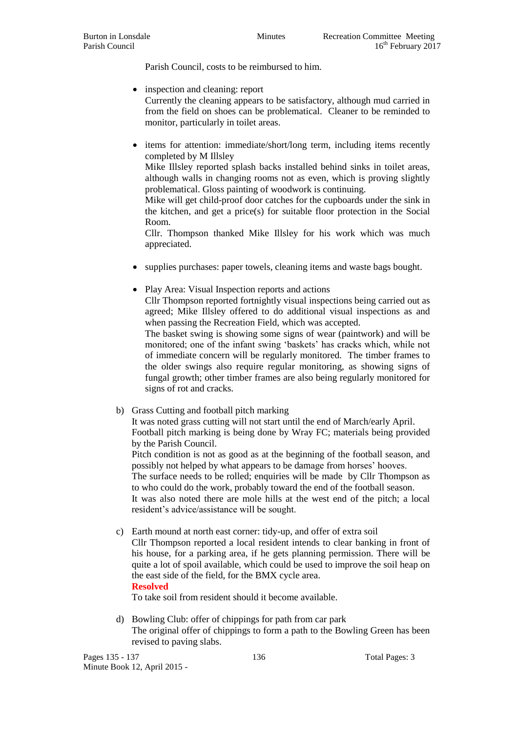Parish Council, costs to be reimbursed to him.

- inspection and cleaning: report
  Currently the cleaning appears to be satisfactory, although mud carried in from the field on shoes can be problematical. Cleaner to be reminded to monitor, particularly in toilet areas.

- items for attention: immediate/short/long term, including items recently completed by M Illsley
  Mike Illsley reported splash backs installed behind sinks in toilet areas, although walls in changing rooms not as even, which is proving slightly problematical. Gloss painting of woodwork is continuing.
  Mike will get child-proof door catches for the cupboards under the sink in the kitchen, and get a price(s) for suitable floor protection in the Social Room.
  Cllr. Thompson thanked Mike Illsley for his work which was much appreciated.

- supplies purchases: paper towels, cleaning items and waste bags bought.

- Play Area: Visual Inspection reports and actions
  Cllr Thompson reported fortnightly visual inspections being carried out as agreed; Mike Illsley offered to do additional visual inspections as and when passing the Recreation Field, which was accepted.
  The basket swing is showing some signs of wear (paintwork) and will be monitored; one of the infant swing 'baskets' has cracks which, while not of immediate concern will be regularly monitored. The timber frames to the older swings also require regular monitoring, as showing signs of fungal growth; other timber frames are also being regularly monitored for signs of rot and cracks.

b) Grass Cutting and football pitch marking
   It was noted grass cutting will not start until the end of March/early April.
   Football pitch marking is being done by Wray FC; materials being provided by the Parish Council.
   Pitch condition is not as good as at the beginning of the football season, and possibly not helped by what appears to be damage from horses' hooves.
   The surface needs to be rolled; enquiries will be made by Cllr Thompson as to who could do the work, probably toward the end of the football season.
   It was also noted there are mole hills at the west end of the pitch; a local resident's advice/assistance will be sought.

c) Earth mound at north east corner: tidy-up, and offer of extra soil
   Cllr Thompson reported a local resident intends to clear banking in front of his house, for a parking area, if he gets planning permission. There will be quite a lot of spoil available, which could be used to improve the soil heap on the east side of the field, for the BMX cycle area.
   **Resolved**
   To take soil from resident should it become available.

d) Bowling Club: offer of chippings for path from car park
   The original offer of chippings to form a path to the Bowling Green has been revised to paving slabs.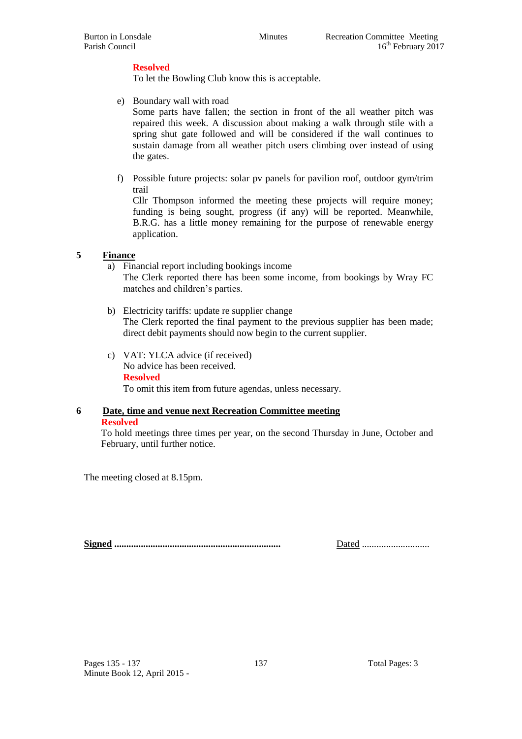**Resolved**
To let the Bowling Club know this is acceptable.

e) Boundary wall with road
Some parts have fallen; the section in front of the all weather pitch was repaired this week. A discussion about making a walk through stile with a spring shut gate followed and will be considered if the wall continues to sustain damage from all weather pitch users climbing over instead of using the gates.

f) Possible future projects: solar pv panels for pavilion roof, outdoor gym/trim trail
Cllr Thompson informed the meeting these projects will require money; funding is being sought, progress (if any) will be reported. Meanwhile, B.R.G. has a little money remaining for the purpose of renewable energy application.

## 5 Finance

a) Financial report including bookings income
The Clerk reported there has been some income, from bookings by Wray FC matches and children's parties.

b) Electricity tariffs: update re supplier change
The Clerk reported the final payment to the previous supplier has been made; direct debit payments should now begin to the current supplier.

c) VAT: YLCA advice (if received)
No advice has been received.
**Resolved**
To omit this item from future agendas, unless necessary.

## 6 Date, time and venue next Recreation Committee meeting

**Resolved**
To hold meetings three times per year, on the second Thursday in June, October and February, until further notice.

The meeting closed at 8.15pm.

**Signed** ..................................................................... Dated ............................